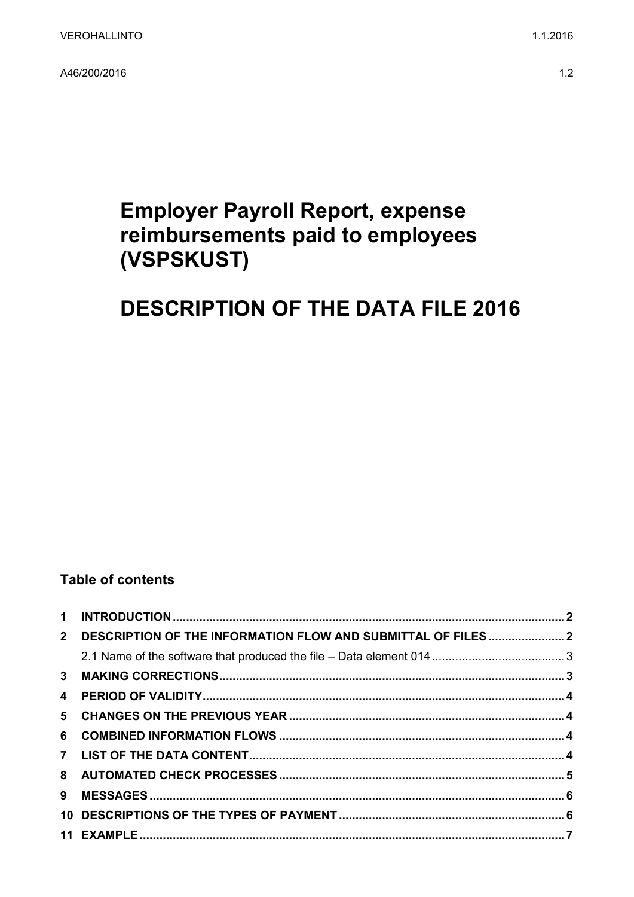VEROHALLINTO 1.1.2016

A46/200/2016 1.2

# Employer Payroll Report, expense reimbursements paid to employees (VSPSKUST)

# DESCRIPTION OF THE DATA FILE 2016

## Table of contents

1 INTRODUCTION ..... 2
2 DESCRIPTION OF THE INFORMATION FLOW AND SUBMITTAL OF FILES ..... 2
  2.1 Name of the software that produced the file – Data element 014 ..... 3
3 MAKING CORRECTIONS ..... 3
4 PERIOD OF VALIDITY ..... 4
5 CHANGES ON THE PREVIOUS YEAR ..... 4
6 COMBINED INFORMATION FLOWS ..... 4
7 LIST OF THE DATA CONTENT ..... 4
8 AUTOMATED CHECK PROCESSES ..... 5
9 MESSAGES ..... 6
10 DESCRIPTIONS OF THE TYPES OF PAYMENT ..... 6
11 EXAMPLE ..... 7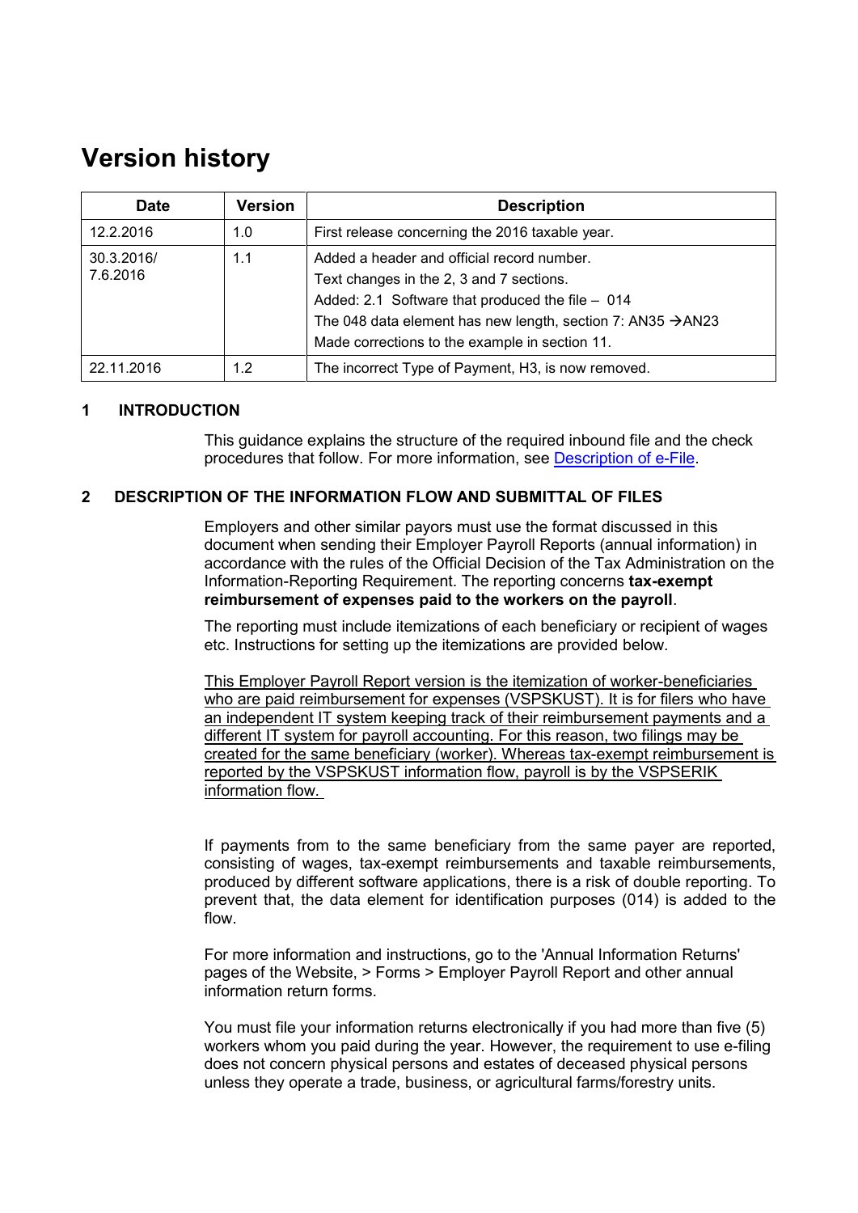# Version history

| Date | Version | Description |
|---|---|---|
| 12.2.2016 | 1.0 | First release concerning the 2016 taxable year. |
| 30.3.2016/ 7.6.2016 | 1.1 | Added a header and official record number.<br>Text changes in the 2, 3 and 7 sections.<br>Added: 2.1 Software that produced the file – 014<br>The 048 data element has new length, section 7: AN35 →AN23<br>Made corrections to the example in section 11. |
| 22.11.2016 | 1.2 | The incorrect Type of Payment, H3, is now removed. |

## 1 INTRODUCTION

This guidance explains the structure of the required inbound file and the check procedures that follow. For more information, see [Description of e-File](Description of e-File).

## 2 DESCRIPTION OF THE INFORMATION FLOW AND SUBMITTAL OF FILES

Employers and other similar payors must use the format discussed in this document when sending their Employer Payroll Reports (annual information) in accordance with the rules of the Official Decision of the Tax Administration on the Information-Reporting Requirement. The reporting concerns **tax-exempt reimbursement of expenses paid to the workers on the payroll**.

The reporting must include itemizations of each beneficiary or recipient of wages etc. Instructions for setting up the itemizations are provided below.

<u>This Employer Payroll Report version is the itemization of worker-beneficiaries who are paid reimbursement for expenses (VSPSKUST). It is for filers who have an independent IT system keeping track of their reimbursement payments and a different IT system for payroll accounting. For this reason, two filings may be created for the same beneficiary (worker). Whereas tax-exempt reimbursement is reported by the VSPSKUST information flow, payroll is by the VSPSERIK information flow.</u>

If payments from to the same beneficiary from the same payer are reported, consisting of wages, tax-exempt reimbursements and taxable reimbursements, produced by different software applications, there is a risk of double reporting. To prevent that, the data element for identification purposes (014) is added to the flow.

For more information and instructions, go to the 'Annual Information Returns' pages of the Website, > Forms > Employer Payroll Report and other annual information return forms.

You must file your information returns electronically if you had more than five (5) workers whom you paid during the year. However, the requirement to use e-filing does not concern physical persons and estates of deceased physical persons unless they operate a trade, business, or agricultural farms/forestry units.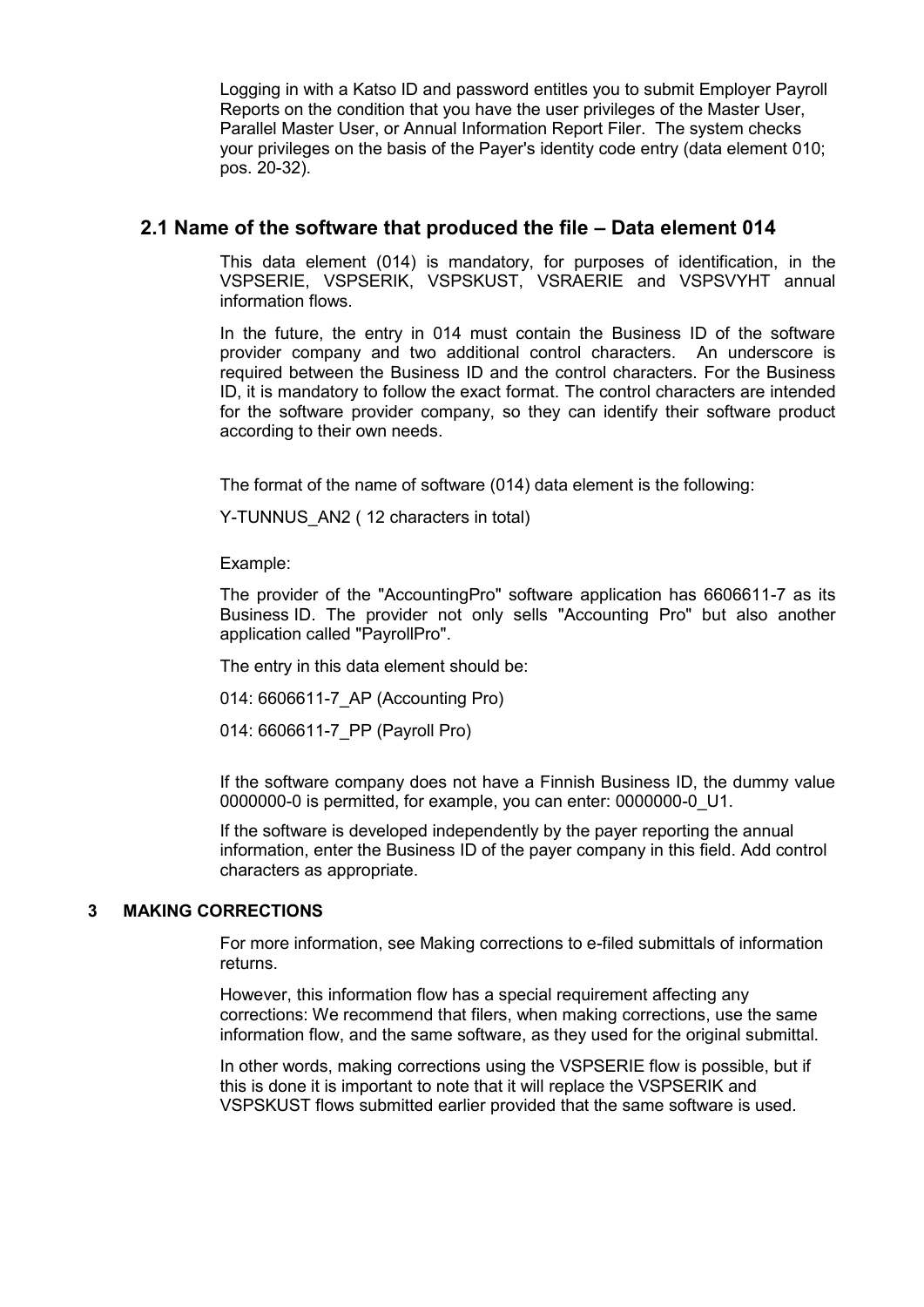Logging in with a Katso ID and password entitles you to submit Employer Payroll Reports on the condition that you have the user privileges of the Master User, Parallel Master User, or Annual Information Report Filer. The system checks your privileges on the basis of the Payer's identity code entry (data element 010; pos. 20-32).

## 2.1 Name of the software that produced the file – Data element 014

This data element (014) is mandatory, for purposes of identification, in the VSPSERIE, VSPSERIK, VSPSKUST, VSRAERIE and VSPSVYHT annual information flows.

In the future, the entry in 014 must contain the Business ID of the software provider company and two additional control characters. An underscore is required between the Business ID and the control characters. For the Business ID, it is mandatory to follow the exact format. The control characters are intended for the software provider company, so they can identify their software product according to their own needs.

The format of the name of software (014) data element is the following:

Y-TUNNUS_AN2 ( 12 characters in total)

Example:

The provider of the "AccountingPro" software application has 6606611-7 as its Business ID. The provider not only sells "Accounting Pro" but also another application called "PayrollPro".

The entry in this data element should be:

014: 6606611-7_AP (Accounting Pro)

014: 6606611-7_PP (Payroll Pro)

If the software company does not have a Finnish Business ID, the dummy value 0000000-0 is permitted, for example, you can enter: 0000000-0_U1.

If the software is developed independently by the payer reporting the annual information, enter the Business ID of the payer company in this field. Add control characters as appropriate.

# 3 MAKING CORRECTIONS

For more information, see Making corrections to e-filed submittals of information returns.

However, this information flow has a special requirement affecting any corrections: We recommend that filers, when making corrections, use the same information flow, and the same software, as they used for the original submittal.

In other words, making corrections using the VSPSERIE flow is possible, but if this is done it is important to note that it will replace the VSPSERIK and VSPSKUST flows submitted earlier provided that the same software is used.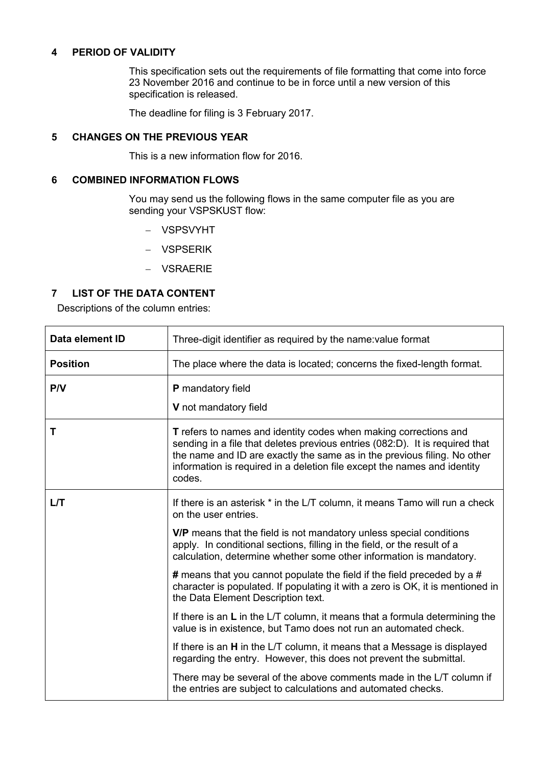## 4 PERIOD OF VALIDITY

This specification sets out the requirements of file formatting that come into force 23 November 2016 and continue to be in force until a new version of this specification is released.

The deadline for filing is 3 February 2017.

## 5 CHANGES ON THE PREVIOUS YEAR

This is a new information flow for 2016.

## 6 COMBINED INFORMATION FLOWS

You may send us the following flows in the same computer file as you are sending your VSPSKUST flow:

- VSPSVYHT
- VSPSERIK
- VSRAERIE

## 7 LIST OF THE DATA CONTENT

Descriptions of the column entries:

| | |
|---|---|
| **Data element ID** | Three-digit identifier as required by the name:value format |
| **Position** | The place where the data is located; concerns the fixed-length format. |
| **P/V** | **P** mandatory field<br>**V** not mandatory field |
| **T** | **T** refers to names and identity codes when making corrections and sending in a file that deletes previous entries (082:D). It is required that the name and ID are exactly the same as in the previous filing. No other information is required in a deletion file except the names and identity codes. |
| **L/T** | If there is an asterisk * in the L/T column, it means Tamo will run a check on the user entries.<br>**V/P** means that the field is not mandatory unless special conditions apply. In conditional sections, filling in the field, or the result of a calculation, determine whether some other information is mandatory.<br>**#** means that you cannot populate the field if the field preceded by a # character is populated. If populating it with a zero is OK, it is mentioned in the Data Element Description text.<br>If there is an **L** in the L/T column, it means that a formula determining the value is in existence, but Tamo does not run an automated check.<br>If there is an **H** in the L/T column, it means that a Message is displayed regarding the entry. However, this does not prevent the submittal.<br>There may be several of the above comments made in the L/T column if the entries are subject to calculations and automated checks. |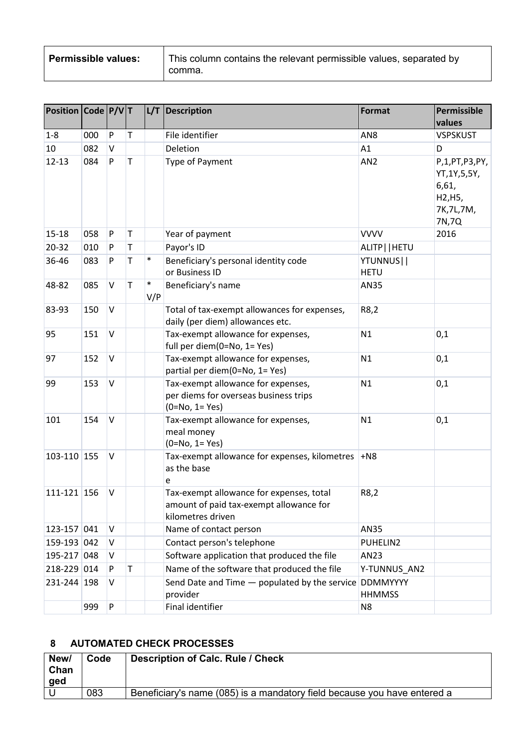| Permissible values: | This column contains the relevant permissible values, separated by comma. |
|---|---|

| Position | Code | P/V | T | L/T | Description | Format | Permissible values |
|---|---|---|---|---|---|---|---|
| 1-8 | 000 | P | T | | File identifier | AN8 | VSPSKUST |
| 10 | 082 | V | | | Deletion | A1 | D |
| 12-13 | 084 | P | T | | Type of Payment | AN2 | P,1,PT,P3,PY, YT,1Y,5,5Y, 6,61, H2,H5, 7K,7L,7M, 7N,7Q |
| 15-18 | 058 | P | T | | Year of payment | VVVV | 2016 |
| 20-32 | 010 | P | T | | Payor's ID | ALITP\|\|HETU | |
| 36-46 | 083 | P | T | * | Beneficiary's personal identity code or Business ID | YTUNNUS\|\| HETU | |
| 48-82 | 085 | V | T | * V/P | Beneficiary's name | AN35 | |
| 83-93 | 150 | V | | | Total of tax-exempt allowances for expenses, daily (per diem) allowances etc. | R8,2 | |
| 95 | 151 | V | | | Tax-exempt allowance for expenses, full per diem(0=No, 1= Yes) | N1 | 0,1 |
| 97 | 152 | V | | | Tax-exempt allowance for expenses, partial per diem(0=No, 1= Yes) | N1 | 0,1 |
| 99 | 153 | V | | | Tax-exempt allowance for expenses, per diems for overseas business trips (0=No, 1= Yes) | N1 | 0,1 |
| 101 | 154 | V | | | Tax-exempt allowance for expenses, meal money (0=No, 1= Yes) | N1 | 0,1 |
| 103-110 | 155 | V | | | Tax-exempt allowance for expenses, kilometres as the base e | +N8 | |
| 111-121 | 156 | V | | | Tax-exempt allowance for expenses, total amount of paid tax-exempt allowance for kilometres driven | R8,2 | |
| 123-157 | 041 | V | | | Name of contact person | AN35 | |
| 159-193 | 042 | V | | | Contact person's telephone | PUHELIN2 | |
| 195-217 | 048 | V | | | Software application that produced the file | AN23 | |
| 218-229 | 014 | P | T | | Name of the software that produced the file | Y-TUNNUS_AN2 | |
| 231-244 | 198 | V | | | Send Date and Time — populated by the service provider | DDMMYYYY HHMMSS | |
| | 999 | P | | | Final identifier | N8 | |

## 8 AUTOMATED CHECK PROCESSES

| New/ Changed | Code | Description of Calc. Rule / Check |
|---|---|---|
| U | 083 | Beneficiary's name (085) is a mandatory field because you have entered a |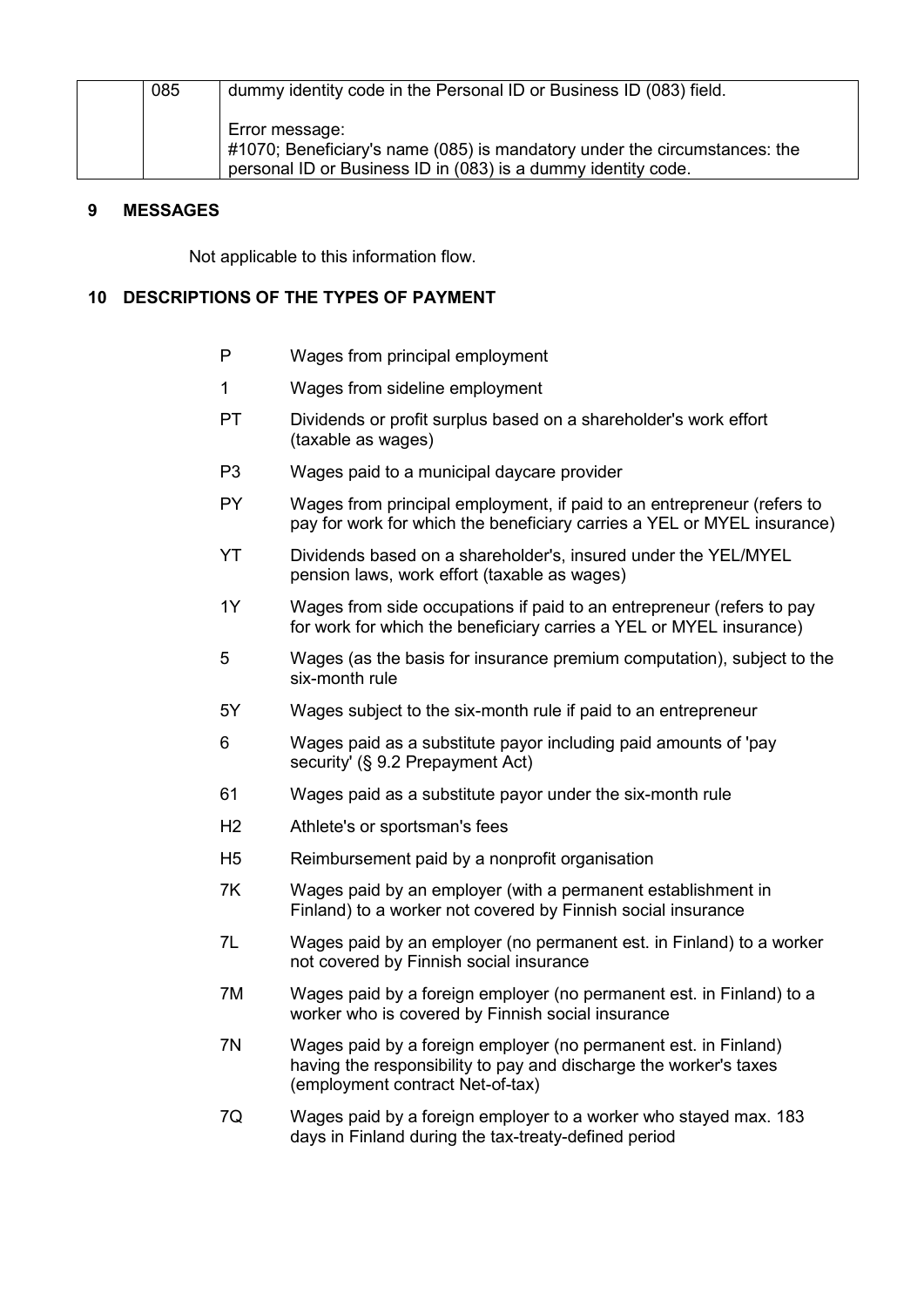| | | |
|---|---|---|
| | 085 | dummy identity code in the Personal ID or Business ID (083) field.<br><br>Error message:<br>#1070; Beneficiary's name (085) is mandatory under the circumstances: the personal ID or Business ID in (083) is a dummy identity code. |

## 9 MESSAGES

Not applicable to this information flow.

## 10 DESCRIPTIONS OF THE TYPES OF PAYMENT

| | |
|---|---|
| P | Wages from principal employment |
| 1 | Wages from sideline employment |
| PT | Dividends or profit surplus based on a shareholder's work effort (taxable as wages) |
| P3 | Wages paid to a municipal daycare provider |
| PY | Wages from principal employment, if paid to an entrepreneur (refers to pay for work for which the beneficiary carries a YEL or MYEL insurance) |
| YT | Dividends based on a shareholder's, insured under the YEL/MYEL pension laws, work effort (taxable as wages) |
| 1Y | Wages from side occupations if paid to an entrepreneur (refers to pay for work for which the beneficiary carries a YEL or MYEL insurance) |
| 5 | Wages (as the basis for insurance premium computation), subject to the six-month rule |
| 5Y | Wages subject to the six-month rule if paid to an entrepreneur |
| 6 | Wages paid as a substitute payor including paid amounts of 'pay security' (§ 9.2 Prepayment Act) |
| 61 | Wages paid as a substitute payor under the six-month rule |
| H2 | Athlete's or sportsman's fees |
| H5 | Reimbursement paid by a nonprofit organisation |
| 7K | Wages paid by an employer (with a permanent establishment in Finland) to a worker not covered by Finnish social insurance |
| 7L | Wages paid by an employer (no permanent est. in Finland) to a worker not covered by Finnish social insurance |
| 7M | Wages paid by a foreign employer (no permanent est. in Finland) to a worker who is covered by Finnish social insurance |
| 7N | Wages paid by a foreign employer (no permanent est. in Finland) having the responsibility to pay and discharge the worker's taxes (employment contract Net-of-tax) |
| 7Q | Wages paid by a foreign employer to a worker who stayed max. 183 days in Finland during the tax-treaty-defined period |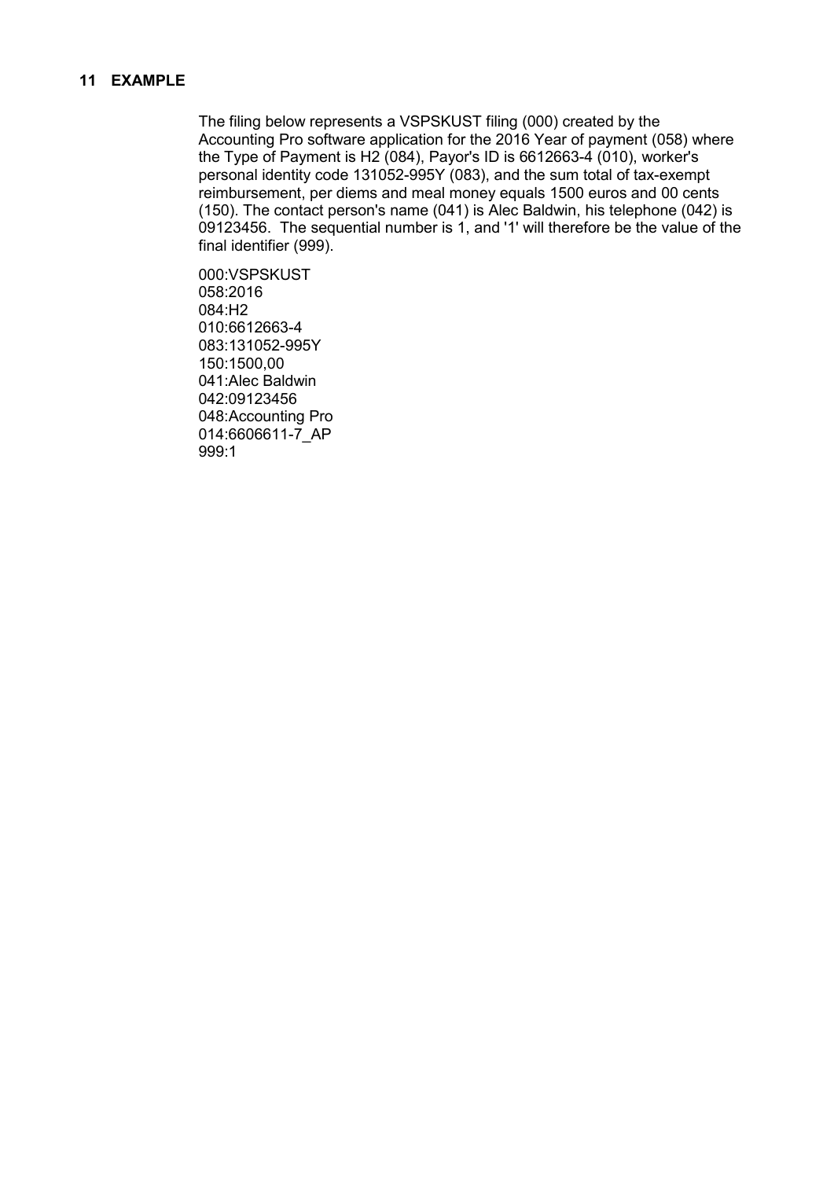## 11 EXAMPLE

The filing below represents a VSPSKUST filing (000) created by the Accounting Pro software application for the 2016 Year of payment (058) where the Type of Payment is H2 (084), Payor's ID is 6612663-4 (010), worker's personal identity code 131052-995Y (083), and the sum total of tax-exempt reimbursement, per diems and meal money equals 1500 euros and 00 cents (150). The contact person's name (041) is Alec Baldwin, his telephone (042) is 09123456. The sequential number is 1, and '1' will therefore be the value of the final identifier (999).

```
000:VSPSKUST
058:2016
084:H2
010:6612663-4
083:131052-995Y
150:1500,00
041:Alec Baldwin
042:09123456
048:Accounting Pro
014:6606611-7_AP
999:1
```